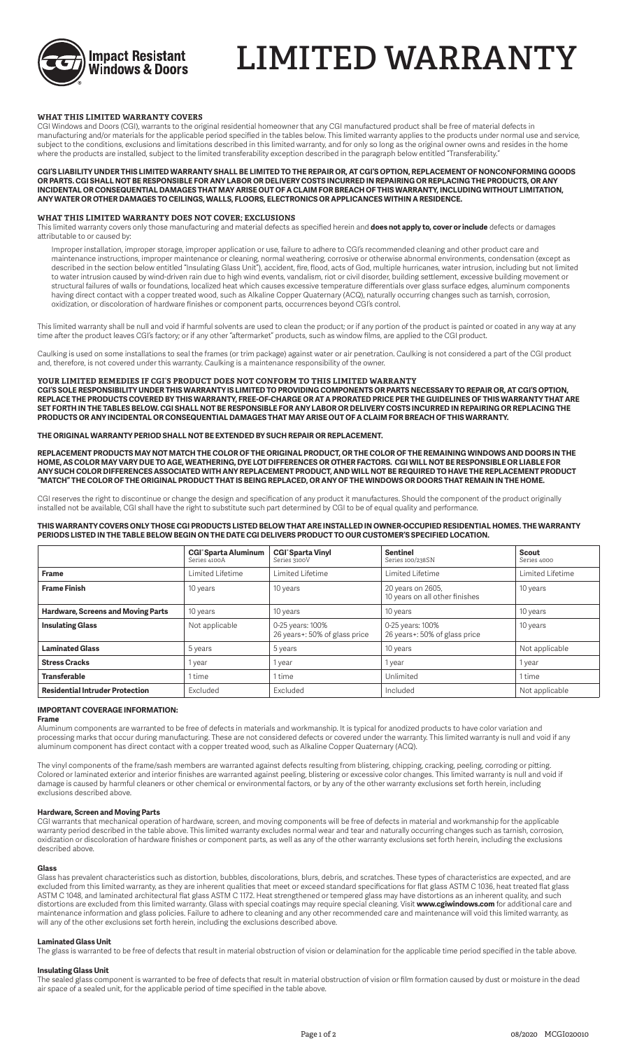Impact Resistant Windows & Doors

# LIMITED WARRANTY

### WHAT THIS LIMITED WARRANTY COVERS

CGI Windows and Doors (CGI), warrants to the original residential homeowner that any CGI manufactured product shall be free of material defects in manufacturing and/or materials for the applicable period specified in the tables below. This limited warranty applies to the products under normal use and service, subject to the conditions, exclusions and limitations described in this limited warranty, and for only so long as the original owner owns and resides in the home where the products are installed, subject to the limited transferability exception described in the paragraph below entitled "Transferability."

**CGI'S LIABILITY UNDER THIS LIMITED WARRANTY SHALL BE LIMITED TO THE REPAIR OR, AT CGI'S OPTION, REPLACEMENT OF NONCONFORMING GOODS OR PARTS. CGI SHALL NOT BE RESPONSIBLE FOR ANY LABOR OR DELIVERY COSTS INCURRED IN REPAIRING OR REPLACING THE PRODUCTS, OR ANY INCIDENTAL OR CONSEQUENTIAL DAMAGES THAT MAY ARISE OUT OF A CLAIM FOR BREACH OF THIS WARRANTY, INCLUDING WITHOUT LIMITATION, ANY WATER OR OTHER DAMAGES TO CEILINGS, WALLS, FLOORS, ELECTRONICS OR APPLICANCES WITHIN A RESIDENCE.**

### WHAT THIS LIMITED WARRANTY DOES NOT COVER; EXCLUSIONS

This limited warranty covers only those manufacturing and material defects as specified herein and **does not apply to, cover or include** defects or damages attributable to or caused by:

Improper installation, improper storage, improper application or use, failure to adhere to CGI's recommended cleaning and other product care and maintenance instructions, improper maintenance or cleaning, normal weathering, corrosive or otherwise abnormal environments, condensation (except as described in the section below entitled "Insulating Glass Unit"), accident, fire, flood, acts of God, multiple hurricanes, water intrusion, including but not limited to water intrusion caused by wind-driven rain due to high wind events, vandalism, riot or civil disorder, building settlement, excessive building movement or structural failures of walls or foundations, localized heat which causes excessive temperature differentials over glass surface edges, aluminum components having direct contact with a copper treated wood, such as Alkaline Copper Quaternary (ACQ), naturally occurring changes such as tarnish, corrosion, oxidization, or discoloration of hardware finishes or component parts, occurrences beyond CGI's control.

This limited warranty shall be null and void if harmful solvents are used to clean the product; or if any portion of the product is painted or coated in any way at any time after the product leaves CGI's factory; or if any other "aftermarket" products, such as window films, are applied to the CGI product.

Caulking is used on some installations to seal the frames (or trim package) against water or air penetration. Caulking is not considered a part of the CGI product and, therefore, is not covered under this warranty. Caulking is a maintenance responsibility of the owner.

### YOUR LIMITED REMEDIES IF CGI'S PRODUCT DOES NOT CONFORM TO THIS LIMITED WARRANTY

**CGI'S SOLE RESPONSIBILITY UNDER THIS WARRANTY IS LIMITED TO PROVIDING COMPONENTS OR PARTS NECESSARY TO REPAIR OR, AT CGI'S OPTION, REPLACE THE PRODUCTS COVERED BY THIS WARRANTY, FREE-OF-CHARGE OR AT A PRORATED PRICE PER THE GUIDELINES OF THIS WARRANTY THAT ARE SET FORTH IN THE TABLES BELOW. CGI SHALL NOT BE RESPONSIBLE FOR ANY LABOR OR DELIVERY COSTS INCURRED IN REPAIRING OR REPLACING THE PRODUCTS OR ANY INCIDENTAL OR CONSEQUENTIAL DAMAGES THAT MAY ARISE OUT OF A CLAIM FOR BREACH OF THIS WARRANTY.**

**THE ORIGINAL WARRANTY PERIOD SHALL NOT BE EXTENDED BY SUCH REPAIR OR REPLACEMENT.**

**REPLACEMENT PRODUCTS MAY NOT MATCH THE COLOR OF THE ORIGINAL PRODUCT, OR THE COLOR OF THE REMAINING WINDOWS AND DOORS IN THE HOME, AS COLOR MAY VARY DUE TO AGE, WEATHERING, DYE LOT DIFFERENCES OR OTHER FACTORS. CGI WILL NOT BE RESPONSIBLE OR LIABLE FOR ANY SUCH COLOR DIFFERENCES ASSOCIATED WITH ANY REPLACEMENT PRODUCT, AND WILL NOT BE REQUIRED TO HAVE THE REPLACEMENT PRODUCT "MATCH" THE COLOR OF THE ORIGINAL PRODUCT THAT IS BEING REPLACED, OR ANY OF THE WINDOWS OR DOORS THAT REMAIN IN THE HOME.**

CGI reserves the right to discontinue or change the design and specification of any product it manufactures. Should the component of the product originally installed not be available, CGI shall have the right to substitute such part determined by CGI to be of equal quality and performance.

**THIS WARRANTY COVERS ONLY THOSE CGI PRODUCTS LISTED BELOW THAT ARE INSTALLED IN OWNER-OCCUPIED RESIDENTIAL HOMES. THE WARRANTY PERIODS LISTED IN THE TABLE BELOW BEGIN ON THE DATE CGI DELIVERS PRODUCT TO OUR CUSTOMER'S SPECIFIED LOCATION.**

| | **CGI® Sparta Aluminum** Series 4100A | **CGI® Sparta Vinyl** Series 3100V | **Sentinel** Series 100/238SN | **Scout** Series 4000 |
|---|---|---|---|---|
| **Frame** | Limited Lifetime | Limited Lifetime | Limited Lifetime | Limited Lifetime |
| **Frame Finish** | 10 years | 10 years | 20 years on 2605, 10 years on all other finishes | 10 years |
| **Hardware, Screens and Moving Parts** | 10 years | 10 years | 10 years | 10 years |
| **Insulating Glass** | Not applicable | 0-25 years: 100% 26 years+: 50% of glass price | 0-25 years: 100% 26 years+: 50% of glass price | 10 years |
| **Laminated Glass** | 5 years | 5 years | 10 years | Not applicable |
| **Stress Cracks** | 1 year | 1 year | 1 year | 1 year |
| **Transferable** | 1 time | 1 time | Unlimited | 1 time |
| **Residential Intruder Protection** | Excluded | Excluded | Included | Not applicable |

### IMPORTANT COVERAGE INFORMATION:

**Frame**

Aluminum components are warranted to be free of defects in materials and workmanship. It is typical for anodized products to have color variation and processing marks that occur during manufacturing. These are not considered defects or covered under the warranty. This limited warranty is null and void if any aluminum component has direct contact with a copper treated wood, such as Alkaline Copper Quaternary (ACQ).

The vinyl components of the frame/sash members are warranted against defects resulting from blistering, chipping, cracking, peeling, corroding or pitting. Colored or laminated exterior and interior finishes are warranted against peeling, blistering or excessive color changes. This limited warranty is null and void if damage is caused by harmful cleaners or other chemical or environmental factors, or by any of the other warranty exclusions set forth herein, including exclusions described above.

**Hardware, Screen and Moving Parts**

CGI warrants that mechanical operation of hardware, screen, and moving components will be free of defects in material and workmanship for the applicable warranty period described in the table above. This limited warranty excludes normal wear and tear and naturally occurring changes such as tarnish, corrosion, oxidization or discoloration of hardware finishes or component parts, as well as any of the other warranty exclusions set forth herein, including the exclusions described above.

**Glass**

Glass has prevalent characteristics such as distortion, bubbles, discolorations, blurs, debris, and scratches. These types of characteristics are expected, and are excluded from this limited warranty, as they are inherent qualities that meet or exceed standard specifications for flat glass ASTM C 1036, heat treated flat glass ASTM C 1048, and laminated architectural flat glass ASTM C 1172. Heat strengthened or tempered glass may have distortions as an inherent quality, and such distortions are excluded from this limited warranty. Glass with special coatings may require special cleaning. Visit **www.cgiwindows.com** for additional care and maintenance information and glass policies. Failure to adhere to cleaning and any other recommended care and maintenance will void this limited warranty, as will any of the other exclusions set forth herein, including the exclusions described above.

**Laminated Glass Unit**

The glass is warranted to be free of defects that result in material obstruction of vision or delamination for the applicable time period specified in the table above.

**Insulating Glass Unit**

The sealed glass component is warranted to be free of defects that result in material obstruction of vision or film formation caused by dust or moisture in the dead air space of a sealed unit, for the applicable period of time specified in the table above.

08/2020 MCGI020010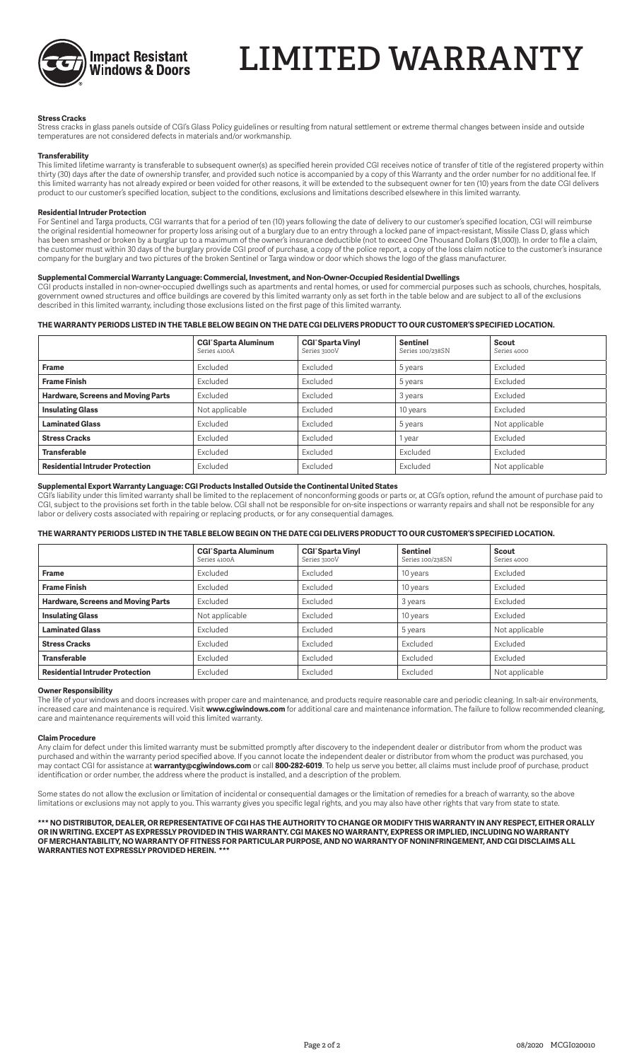# LIMITED WARRANTY

**Stress Cracks**
Stress cracks in glass panels outside of CGI's Glass Policy guidelines or resulting from natural settlement or extreme thermal changes between inside and outside temperatures are not considered defects in materials and/or workmanship.

**Transferability**
This limited lifetime warranty is transferable to subsequent owner(s) as specified herein provided CGI receives notice of transfer of title of the registered property within thirty (30) days after the date of ownership transfer, and provided such notice is accompanied by a copy of this Warranty and the order number for no additional fee. If this limited warranty has not already expired or been voided for other reasons, it will be extended to the subsequent owner for ten (10) years from the date CGI delivers product to our customer's specified location, subject to the conditions, exclusions and limitations described elsewhere in this limited warranty.

**Residential Intruder Protection**
For Sentinel and Targa products, CGI warrants that for a period of ten (10) years following the date of delivery to our customer's specified location, CGI will reimburse the original residential homeowner for property loss arising out of a burglary due to an entry through a locked pane of impact-resistant, Missile Class D, glass which has been smashed or broken by a burglar up to a maximum of the owner's insurance deductible (not to exceed One Thousand Dollars ($1,000)). In order to file a claim, the customer must within 30 days of the burglary provide CGI proof of purchase, a copy of the police report, a copy of the loss claim notice to the customer's insurance company for the burglary and two pictures of the broken Sentinel or Targa window or door which shows the logo of the glass manufacturer.

**Supplemental Commercial Warranty Language: Commercial, Investment, and Non-Owner-Occupied Residential Dwellings**
CGI products installed in non-owner-occupied dwellings such as apartments and rental homes, or used for commercial purposes such as schools, churches, hospitals, government owned structures and office buildings are covered by this limited warranty only as set forth in the table below and are subject to all of the exclusions described in this limited warranty, including those exclusions listed on the first page of this limited warranty.

**THE WARRANTY PERIODS LISTED IN THE TABLE BELOW BEGIN ON THE DATE CGI DELIVERS PRODUCT TO OUR CUSTOMER'S SPECIFIED LOCATION.**

| | CGI® Sparta Aluminum Series 4100A | CGI® Sparta Vinyl Series 3100V | Sentinel Series 100/238SN | Scout Series 4000 |
|---|---|---|---|---|
| **Frame** | Excluded | Excluded | 5 years | Excluded |
| **Frame Finish** | Excluded | Excluded | 5 years | Excluded |
| **Hardware, Screens and Moving Parts** | Excluded | Excluded | 3 years | Excluded |
| **Insulating Glass** | Not applicable | Excluded | 10 years | Excluded |
| **Laminated Glass** | Excluded | Excluded | 5 years | Not applicable |
| **Stress Cracks** | Excluded | Excluded | 1 year | Excluded |
| **Transferable** | Excluded | Excluded | Excluded | Excluded |
| **Residential Intruder Protection** | Excluded | Excluded | Excluded | Not applicable |

**Supplemental Export Warranty Language: CGI Products Installed Outside the Continental United States**
CGI's liability under this limited warranty shall be limited to the replacement of nonconforming goods or parts or, at CGI's option, refund the amount of purchase paid to CGI, subject to the provisions set forth in the table below. CGI shall not be responsible for on-site inspections or warranty repairs and shall not be responsible for any labor or delivery costs associated with repairing or replacing products, or for any consequential damages.

**THE WARRANTY PERIODS LISTED IN THE TABLE BELOW BEGIN ON THE DATE CGI DELIVERS PRODUCT TO OUR CUSTOMER'S SPECIFIED LOCATION.**

| | CGI® Sparta Aluminum Series 4100A | CGI® Sparta Vinyl Series 3100V | Sentinel Series 100/238SN | Scout Series 4000 |
|---|---|---|---|---|
| **Frame** | Excluded | Excluded | 10 years | Excluded |
| **Frame Finish** | Excluded | Excluded | 10 years | Excluded |
| **Hardware, Screens and Moving Parts** | Excluded | Excluded | 3 years | Excluded |
| **Insulating Glass** | Not applicable | Excluded | 10 years | Excluded |
| **Laminated Glass** | Excluded | Excluded | 5 years | Not applicable |
| **Stress Cracks** | Excluded | Excluded | Excluded | Excluded |
| **Transferable** | Excluded | Excluded | Excluded | Excluded |
| **Residential Intruder Protection** | Excluded | Excluded | Excluded | Not applicable |

**Owner Responsibility**
The life of your windows and doors increases with proper care and maintenance, and products require reasonable care and periodic cleaning. In salt-air environments, increased care and maintenance is required. Visit **www.cgiwindows.com** for additional care and maintenance information. The failure to follow recommended cleaning, care and maintenance requirements will void this limited warranty.

**Claim Procedure**
Any claim for defect under this limited warranty must be submitted promptly after discovery to the independent dealer or distributor from whom the product was purchased and within the warranty period specified above. If you cannot locate the independent dealer or distributor from whom the product was purchased, you may contact CGI for assistance at **warranty@cgiwindows.com** or call **800-282-6019**. To help us serve you better, all claims must include proof of purchase, product identification or order number, the address where the product is installed, and a description of the problem.

Some states do not allow the exclusion or limitation of incidental or consequential damages or the limitation of remedies for a breach of warranty, so the above limitations or exclusions may not apply to you. This warranty gives you specific legal rights, and you may also have other rights that vary from state to state.

**\*\*\* NO DISTRIBUTOR, DEALER, OR REPRESENTATIVE OF CGI HAS THE AUTHORITY TO CHANGE OR MODIFY THIS WARRANTY IN ANY RESPECT, EITHER ORALLY OR IN WRITING. EXCEPT AS EXPRESSLY PROVIDED IN THIS WARRANTY. CGI MAKES NO WARRANTY, EXPRESS OR IMPLIED, INCLUDING NO WARRANTY OF MERCHANTABILITY, NO WARRANTY OF FITNESS FOR PARTICULAR PURPOSE, AND NO WARRANTY OF NONINFRINGEMENT, AND CGI DISCLAIMS ALL WARRANTIES NOT EXPRESSLY PROVIDED HEREIN. \*\*\***

08/2020 MCGI020010